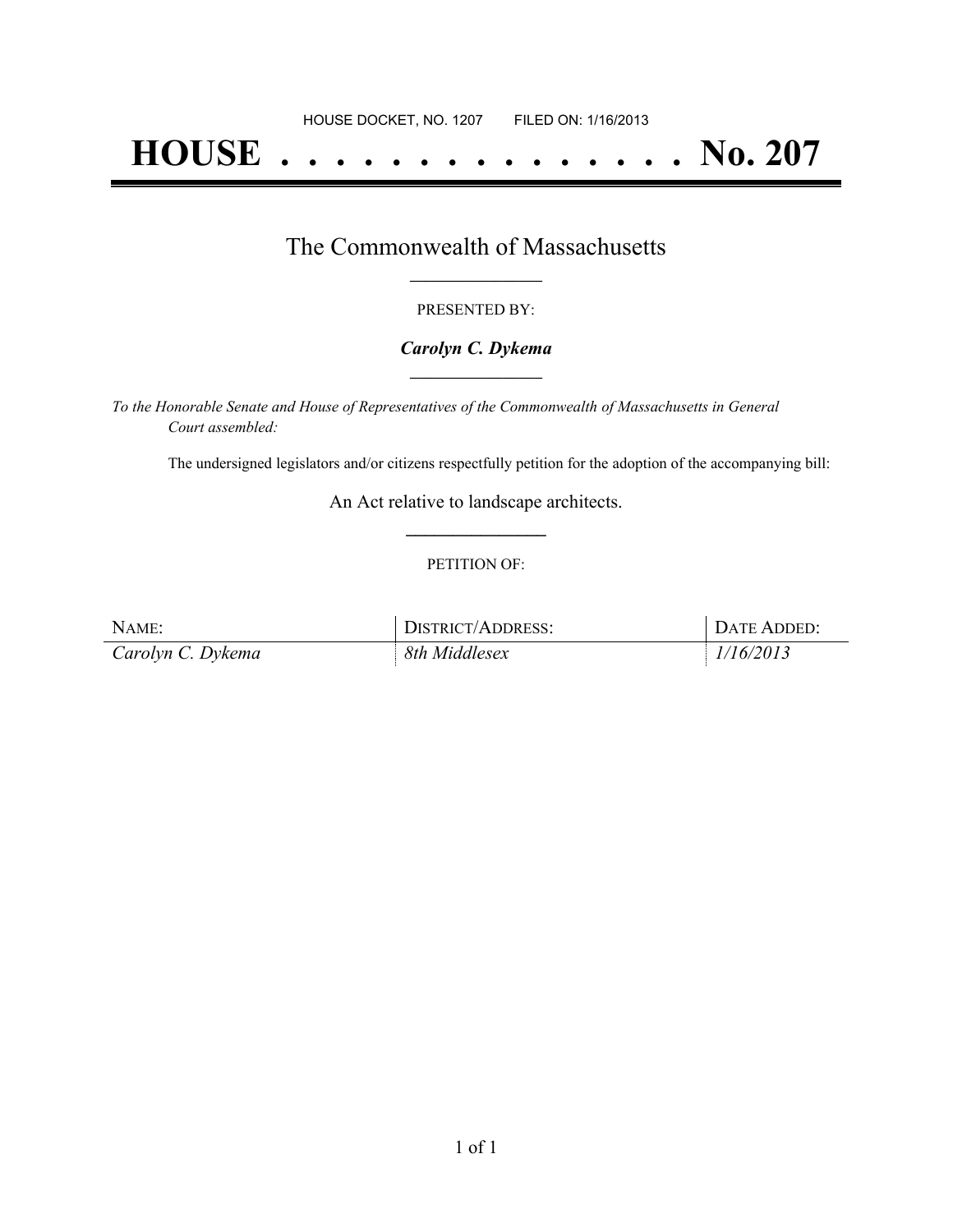HOUSE DOCKET, NO. 1207        FILED ON: 1/16/2013

# HOUSE . . . . . . . . . . . . . . . No. 207

## The Commonwealth of Massachusetts

PRESENTED BY:

***Carolyn C. Dykema***

*To the Honorable Senate and House of Representatives of the Commonwealth of Massachusetts in General Court assembled:*

The undersigned legislators and/or citizens respectfully petition for the adoption of the accompanying bill:

An Act relative to landscape architects.

PETITION OF:

| NAME: | DISTRICT/ADDRESS: | DATE ADDED: |
|---|---|---|
| *Carolyn C. Dykema* | *8th Middlesex* | *1/16/2013* |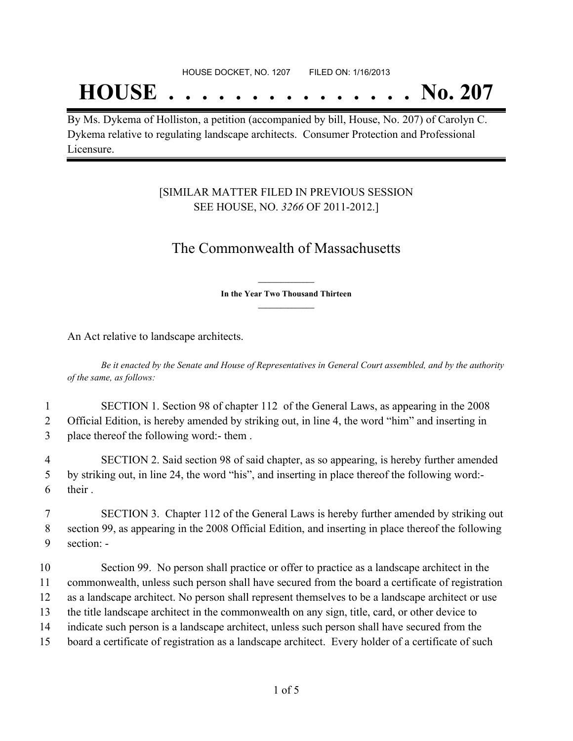HOUSE DOCKET, NO. 1207        FILED ON: 1/16/2013

# HOUSE . . . . . . . . . . . . . . . No. 207

By Ms. Dykema of Holliston, a petition (accompanied by bill, House, No. 207) of Carolyn C. Dykema relative to regulating landscape architects. Consumer Protection and Professional Licensure.

[SIMILAR MATTER FILED IN PREVIOUS SESSION
SEE HOUSE, NO. *3266* OF 2011-2012.]

## The Commonwealth of Massachusetts

**In the Year Two Thousand Thirteen**

An Act relative to landscape architects.

*Be it enacted by the Senate and House of Representatives in General Court assembled, and by the authority of the same, as follows:*

1 SECTION 1. Section 98 of chapter 112 of the General Laws, as appearing in the 2008
2 Official Edition, is hereby amended by striking out, in line 4, the word "him" and inserting in
3 place thereof the following word:- them .

4 SECTION 2. Said section 98 of said chapter, as so appearing, is hereby further amended
5 by striking out, in line 24, the word "his", and inserting in place thereof the following word:-
6 their .

7 SECTION 3. Chapter 112 of the General Laws is hereby further amended by striking out
8 section 99, as appearing in the 2008 Official Edition, and inserting in place thereof the following
9 section: -

10 Section 99. No person shall practice or offer to practice as a landscape architect in the
11 commonwealth, unless such person shall have secured from the board a certificate of registration
12 as a landscape architect. No person shall represent themselves to be a landscape architect or use
13 the title landscape architect in the commonwealth on any sign, title, card, or other device to
14 indicate such person is a landscape architect, unless such person shall have secured from the
15 board a certificate of registration as a landscape architect. Every holder of a certificate of such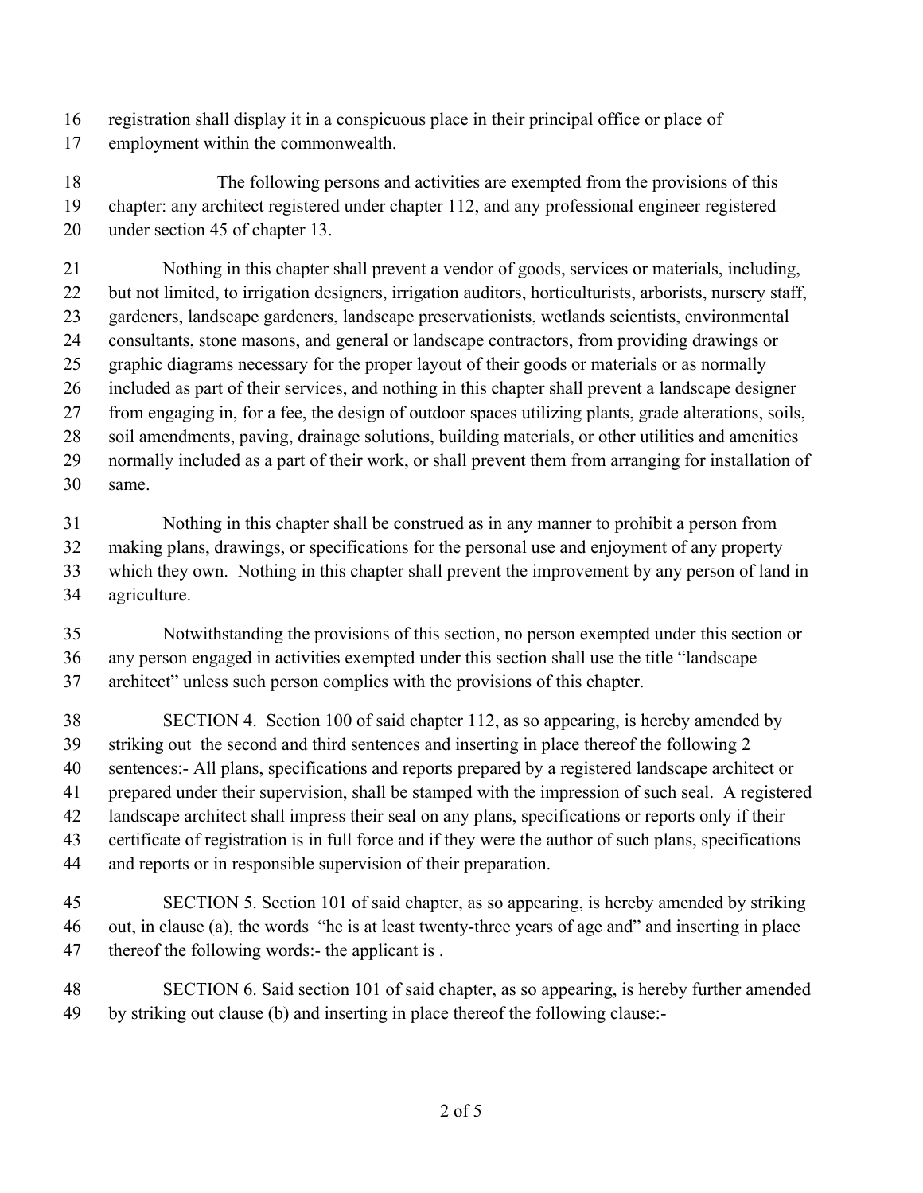registration shall display it in a conspicuous place in their principal office or place of employment within the commonwealth.

The following persons and activities are exempted from the provisions of this chapter: any architect registered under chapter 112, and any professional engineer registered under section 45 of chapter 13.

Nothing in this chapter shall prevent a vendor of goods, services or materials, including, but not limited, to irrigation designers, irrigation auditors, horticulturists, arborists, nursery staff, gardeners, landscape gardeners, landscape preservationists, wetlands scientists, environmental consultants, stone masons, and general or landscape contractors, from providing drawings or graphic diagrams necessary for the proper layout of their goods or materials or as normally included as part of their services, and nothing in this chapter shall prevent a landscape designer from engaging in, for a fee, the design of outdoor spaces utilizing plants, grade alterations, soils, soil amendments, paving, drainage solutions, building materials, or other utilities and amenities normally included as a part of their work, or shall prevent them from arranging for installation of same.

Nothing in this chapter shall be construed as in any manner to prohibit a person from making plans, drawings, or specifications for the personal use and enjoyment of any property which they own. Nothing in this chapter shall prevent the improvement by any person of land in agriculture.

Notwithstanding the provisions of this section, no person exempted under this section or any person engaged in activities exempted under this section shall use the title "landscape architect" unless such person complies with the provisions of this chapter.

SECTION 4. Section 100 of said chapter 112, as so appearing, is hereby amended by striking out the second and third sentences and inserting in place thereof the following 2 sentences:- All plans, specifications and reports prepared by a registered landscape architect or prepared under their supervision, shall be stamped with the impression of such seal. A registered landscape architect shall impress their seal on any plans, specifications or reports only if their certificate of registration is in full force and if they were the author of such plans, specifications and reports or in responsible supervision of their preparation.

SECTION 5. Section 101 of said chapter, as so appearing, is hereby amended by striking out, in clause (a), the words "he is at least twenty-three years of age and" and inserting in place thereof the following words:- the applicant is .

SECTION 6. Said section 101 of said chapter, as so appearing, is hereby further amended by striking out clause (b) and inserting in place thereof the following clause:-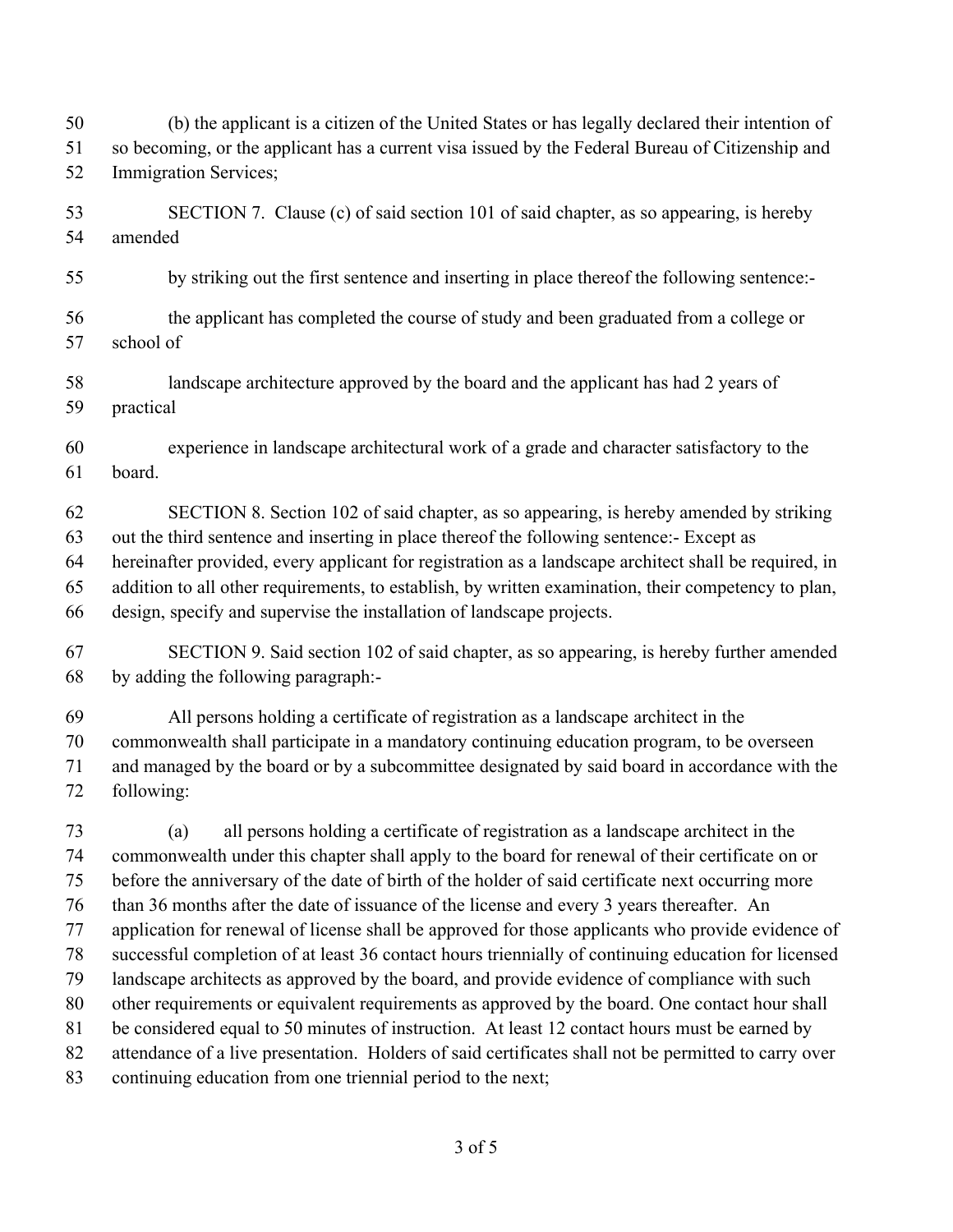(b) the applicant is a citizen of the United States or has legally declared their intention of so becoming, or the applicant has a current visa issued by the Federal Bureau of Citizenship and Immigration Services;

SECTION 7. Clause (c) of said section 101 of said chapter, as so appearing, is hereby amended

by striking out the first sentence and inserting in place thereof the following sentence:-

the applicant has completed the course of study and been graduated from a college or school of

landscape architecture approved by the board and the applicant has had 2 years of practical

experience in landscape architectural work of a grade and character satisfactory to the board.

SECTION 8. Section 102 of said chapter, as so appearing, is hereby amended by striking out the third sentence and inserting in place thereof the following sentence:- Except as hereinafter provided, every applicant for registration as a landscape architect shall be required, in addition to all other requirements, to establish, by written examination, their competency to plan, design, specify and supervise the installation of landscape projects.

SECTION 9. Said section 102 of said chapter, as so appearing, is hereby further amended by adding the following paragraph:-

All persons holding a certificate of registration as a landscape architect in the commonwealth shall participate in a mandatory continuing education program, to be overseen and managed by the board or by a subcommittee designated by said board in accordance with the following:

(a) all persons holding a certificate of registration as a landscape architect in the commonwealth under this chapter shall apply to the board for renewal of their certificate on or before the anniversary of the date of birth of the holder of said certificate next occurring more than 36 months after the date of issuance of the license and every 3 years thereafter. An application for renewal of license shall be approved for those applicants who provide evidence of successful completion of at least 36 contact hours triennially of continuing education for licensed landscape architects as approved by the board, and provide evidence of compliance with such other requirements or equivalent requirements as approved by the board. One contact hour shall be considered equal to 50 minutes of instruction. At least 12 contact hours must be earned by attendance of a live presentation. Holders of said certificates shall not be permitted to carry over continuing education from one triennial period to the next;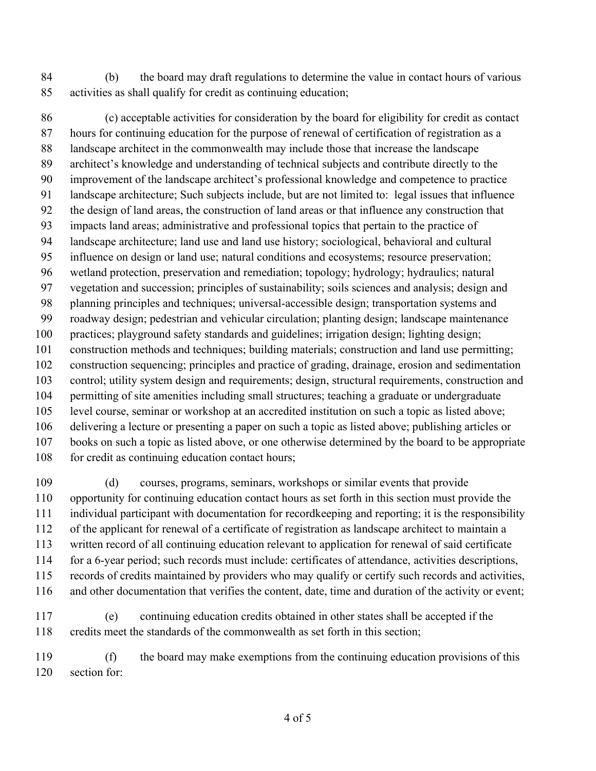(b) the board may draft regulations to determine the value in contact hours of various activities as shall qualify for credit as continuing education;

(c) acceptable activities for consideration by the board for eligibility for credit as contact hours for continuing education for the purpose of renewal of certification of registration as a landscape architect in the commonwealth may include those that increase the landscape architect's knowledge and understanding of technical subjects and contribute directly to the improvement of the landscape architect's professional knowledge and competence to practice landscape architecture; Such subjects include, but are not limited to: legal issues that influence the design of land areas, the construction of land areas or that influence any construction that impacts land areas; administrative and professional topics that pertain to the practice of landscape architecture; land use and land use history; sociological, behavioral and cultural influence on design or land use; natural conditions and ecosystems; resource preservation; wetland protection, preservation and remediation; topology; hydrology; hydraulics; natural vegetation and succession; principles of sustainability; soils sciences and analysis; design and planning principles and techniques; universal-accessible design; transportation systems and roadway design; pedestrian and vehicular circulation; planting design; landscape maintenance practices; playground safety standards and guidelines; irrigation design; lighting design; construction methods and techniques; building materials; construction and land use permitting; construction sequencing; principles and practice of grading, drainage, erosion and sedimentation control; utility system design and requirements; design, structural requirements, construction and permitting of site amenities including small structures; teaching a graduate or undergraduate level course, seminar or workshop at an accredited institution on such a topic as listed above; delivering a lecture or presenting a paper on such a topic as listed above; publishing articles or books on such a topic as listed above, or one otherwise determined by the board to be appropriate for credit as continuing education contact hours;

(d) courses, programs, seminars, workshops or similar events that provide opportunity for continuing education contact hours as set forth in this section must provide the individual participant with documentation for recordkeeping and reporting; it is the responsibility of the applicant for renewal of a certificate of registration as landscape architect to maintain a written record of all continuing education relevant to application for renewal of said certificate for a 6-year period; such records must include: certificates of attendance, activities descriptions, records of credits maintained by providers who may qualify or certify such records and activities, and other documentation that verifies the content, date, time and duration of the activity or event;

(e) continuing education credits obtained in other states shall be accepted if the credits meet the standards of the commonwealth as set forth in this section;

(f) the board may make exemptions from the continuing education provisions of this section for: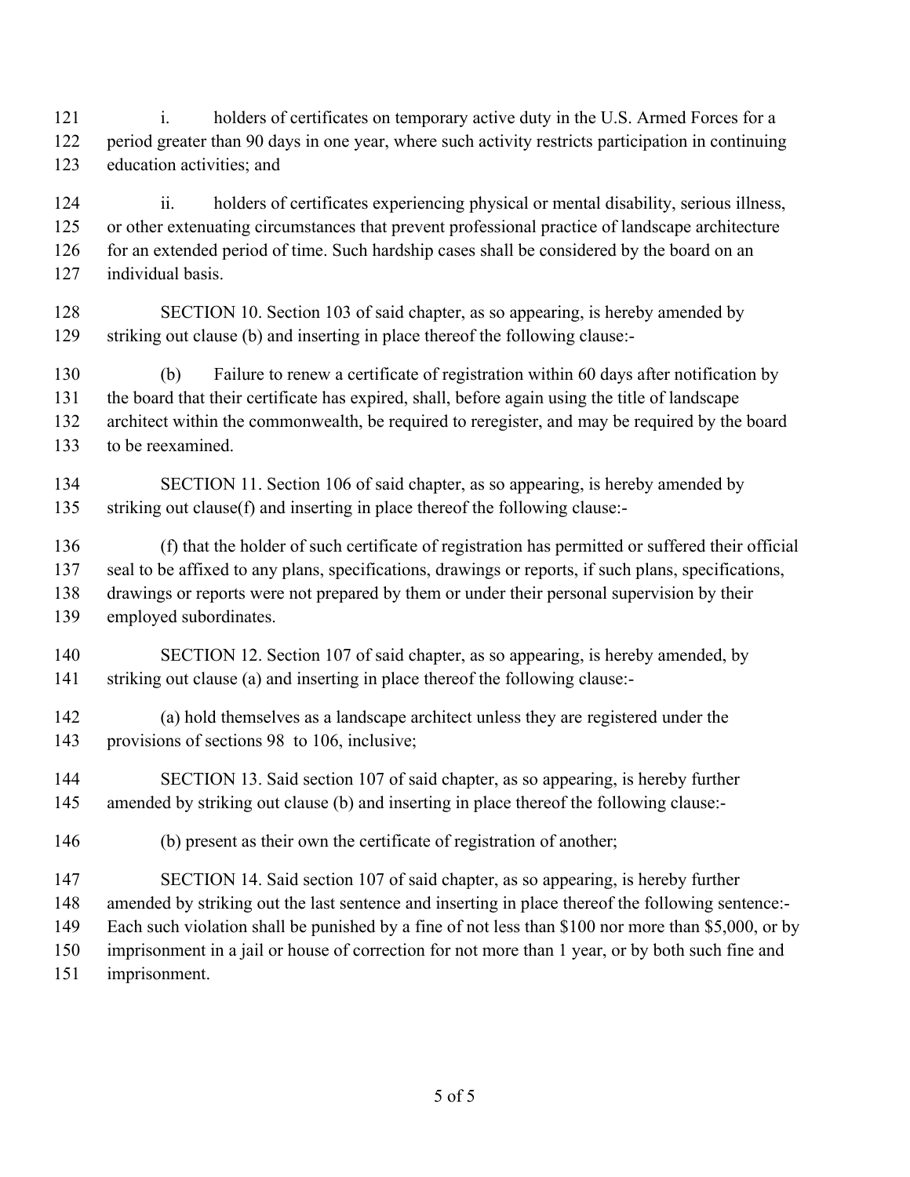i. holders of certificates on temporary active duty in the U.S. Armed Forces for a period greater than 90 days in one year, where such activity restricts participation in continuing education activities; and

ii. holders of certificates experiencing physical or mental disability, serious illness, or other extenuating circumstances that prevent professional practice of landscape architecture for an extended period of time. Such hardship cases shall be considered by the board on an individual basis.

SECTION 10. Section 103 of said chapter, as so appearing, is hereby amended by striking out clause (b) and inserting in place thereof the following clause:-

(b) Failure to renew a certificate of registration within 60 days after notification by the board that their certificate has expired, shall, before again using the title of landscape architect within the commonwealth, be required to reregister, and may be required by the board to be reexamined.

SECTION 11. Section 106 of said chapter, as so appearing, is hereby amended by striking out clause(f) and inserting in place thereof the following clause:-

(f) that the holder of such certificate of registration has permitted or suffered their official seal to be affixed to any plans, specifications, drawings or reports, if such plans, specifications, drawings or reports were not prepared by them or under their personal supervision by their employed subordinates.

SECTION 12. Section 107 of said chapter, as so appearing, is hereby amended, by striking out clause (a) and inserting in place thereof the following clause:-

(a) hold themselves as a landscape architect unless they are registered under the provisions of sections 98 to 106, inclusive;

SECTION 13. Said section 107 of said chapter, as so appearing, is hereby further amended by striking out clause (b) and inserting in place thereof the following clause:-

(b) present as their own the certificate of registration of another;

SECTION 14. Said section 107 of said chapter, as so appearing, is hereby further amended by striking out the last sentence and inserting in place thereof the following sentence:- Each such violation shall be punished by a fine of not less than $100 nor more than $5,000, or by imprisonment in a jail or house of correction for not more than 1 year, or by both such fine and imprisonment.